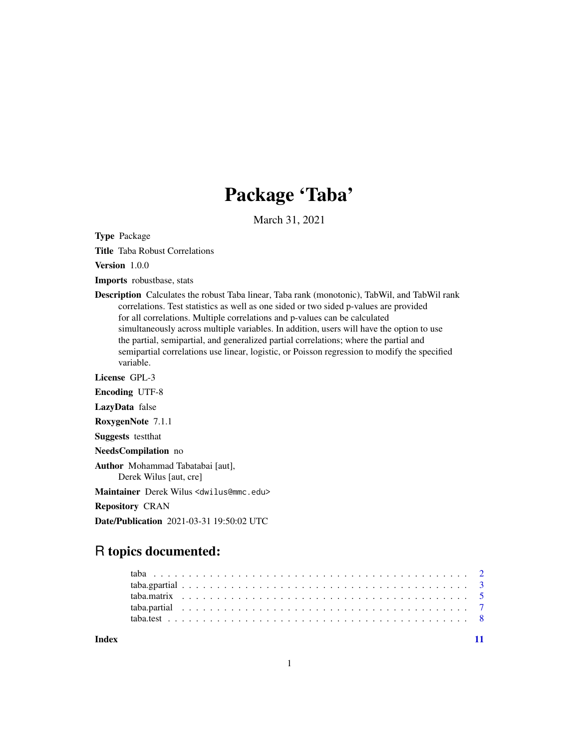# Package 'Taba'

March 31, 2021

**Type** Package

**Title** Taba Robust Correlations

**Version** 1.0.0

**Imports** robustbase, stats

**Description** Calculates the robust Taba linear, Taba rank (monotonic), TabWil, and TabWil rank correlations. Test statistics as well as one sided or two sided p-values are provided for all correlations. Multiple correlations and p-values can be calculated simultaneously across multiple variables. In addition, users will have the option to use the partial, semipartial, and generalized partial correlations; where the partial and semipartial correlations use linear, logistic, or Poisson regression to modify the specified variable.

**License** GPL-3

**Encoding** UTF-8

**LazyData** false

**RoxygenNote** 7.1.1

**Suggests** testthat

**NeedsCompilation** no

**Author** Mohammad Tabatabai [aut], Derek Wilus [aut, cre]

**Maintainer** Derek Wilus <dwilus@mmc.edu>

**Repository** CRAN

**Date/Publication** 2021-03-31 19:50:02 UTC

## R topics documented:

| | |
|---|---|
| taba | 2 |
| taba.gpartial | 3 |
| taba.matrix | 5 |
| taba.partial | 7 |
| taba.test | 8 |
| **Index** | **11** |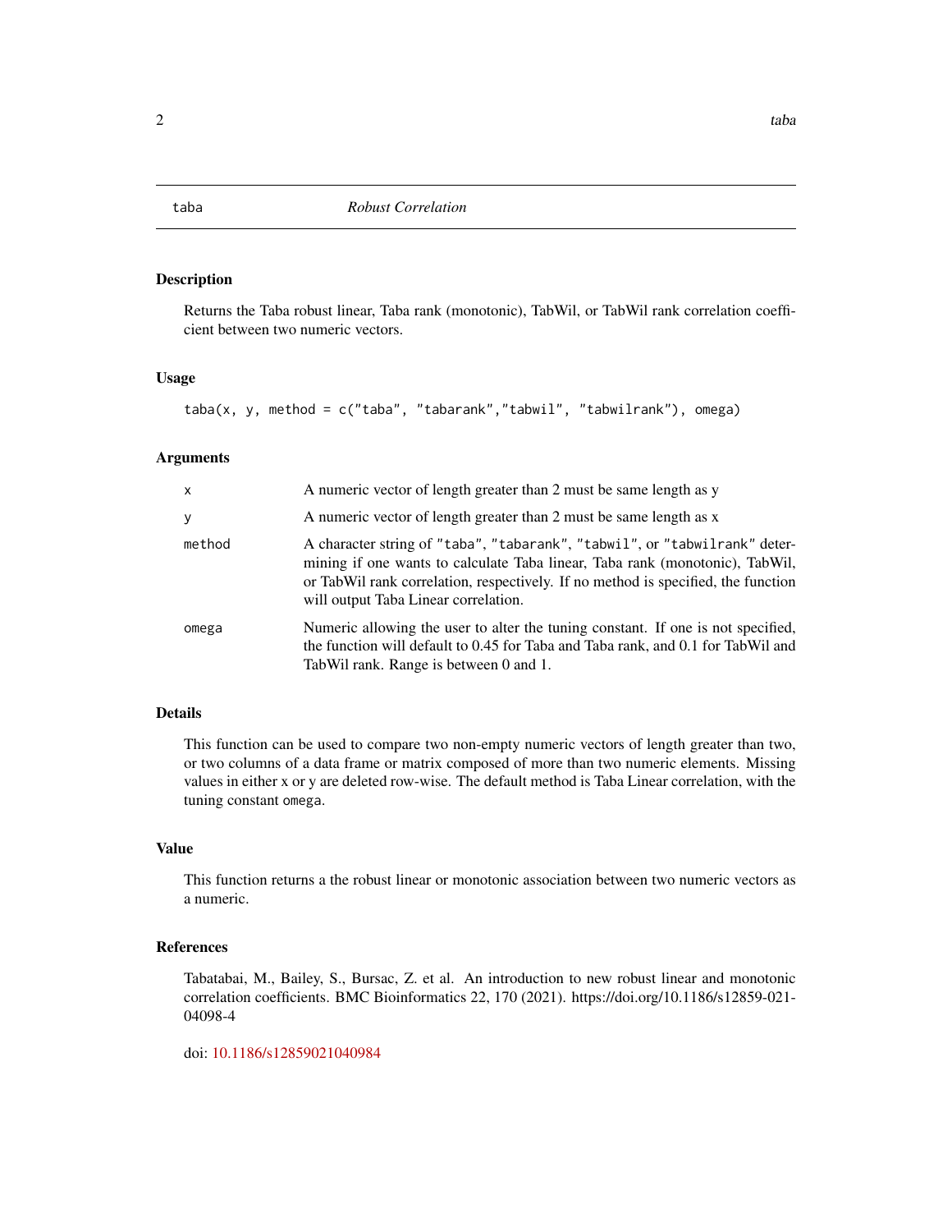# taba — *Robust Correlation*

## Description

Returns the Taba robust linear, Taba rank (monotonic), TabWil, or TabWil rank correlation coefficient between two numeric vectors.

## Usage

```
taba(x, y, method = c("taba", "tabarank","tabwil", "tabwilrank"), omega)
```

## Arguments

| | |
|---|---|
| `x` | A numeric vector of length greater than 2 must be same length as y |
| `y` | A numeric vector of length greater than 2 must be same length as x |
| `method` | A character string of `"taba"`, `"tabarank"`, `"tabwil"`, or `"tabwilrank"` determining if one wants to calculate Taba linear, Taba rank (monotonic), TabWil, or TabWil rank correlation, respectively. If no method is specified, the function will output Taba Linear correlation. |
| `omega` | Numeric allowing the user to alter the tuning constant. If one is not specified, the function will default to 0.45 for Taba and Taba rank, and 0.1 for TabWil and TabWil rank. Range is between 0 and 1. |

## Details

This function can be used to compare two non-empty numeric vectors of length greater than two, or two columns of a data frame or matrix composed of more than two numeric elements. Missing values in either x or y are deleted row-wise. The default method is Taba Linear correlation, with the tuning constant `omega`.

## Value

This function returns a the robust linear or monotonic association between two numeric vectors as a numeric.

## References

Tabatabai, M., Bailey, S., Bursac, Z. et al. An introduction to new robust linear and monotonic correlation coefficients. BMC Bioinformatics 22, 170 (2021). https://doi.org/10.1186/s12859-021-04098-4

doi: 10.1186/s12859021040984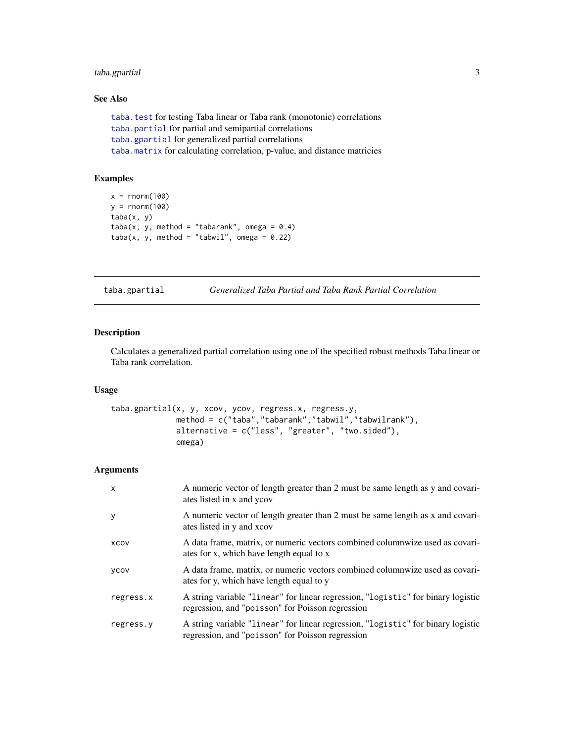### See Also

taba.test for testing Taba linear or Taba rank (monotonic) correlations
taba.partial for partial and semipartial correlations
taba.gpartial for generalized partial correlations
taba.matrix for calculating correlation, p-value, and distance matricies

### Examples

```
x = rnorm(100)
y = rnorm(100)
taba(x, y)
taba(x, y, method = "tabarank", omega = 0.4)
taba(x, y, method = "tabwil", omega = 0.22)
```

---

## taba.gpartial — *Generalized Taba Partial and Taba Rank Partial Correlation*

---

### Description

Calculates a generalized partial correlation using one of the specified robust methods Taba linear or Taba rank correlation.

### Usage

```
taba.gpartial(x, y, xcov, ycov, regress.x, regress.y,
              method = c("taba","tabarank","tabwil","tabwilrank"),
              alternative = c("less", "greater", "two.sided"),
              omega)
```

### Arguments

| | |
|---|---|
| x | A numeric vector of length greater than 2 must be same length as y and covariates listed in x and ycov |
| y | A numeric vector of length greater than 2 must be same length as x and covariates listed in y and xcov |
| xcov | A data frame, matrix, or numeric vectors combined columnwize used as covariates for x, which have length equal to x |
| ycov | A data frame, matrix, or numeric vectors combined columnwize used as covariates for y, which have length equal to y |
| regress.x | A string variable "linear" for linear regression, "logistic" for binary logistic regression, and "poisson" for Poisson regression |
| regress.y | A string variable "linear" for linear regression, "logistic" for binary logistic regression, and "poisson" for Poisson regression |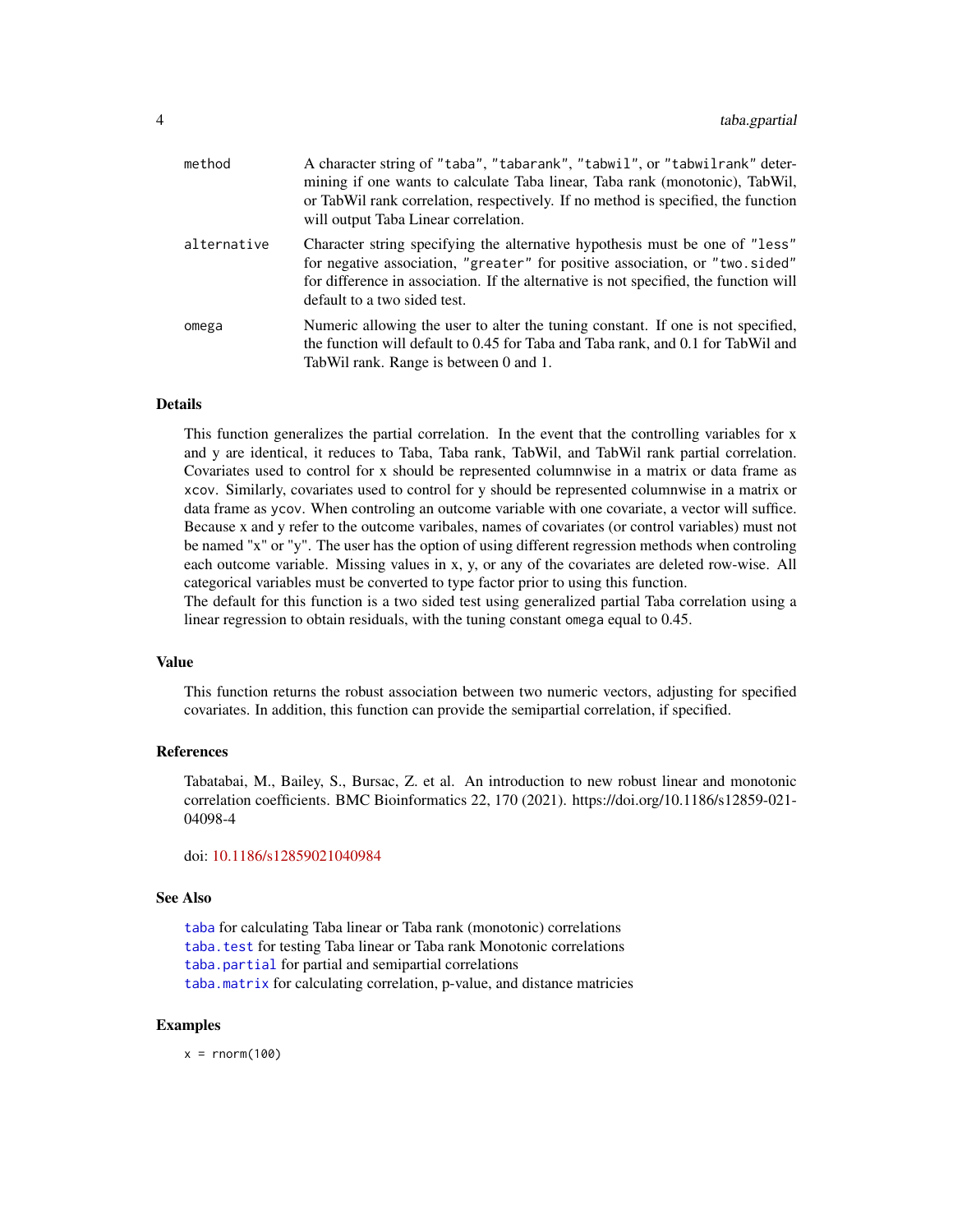| | |
|---|---|
| `method` | A character string of `"taba"`, `"tabarank"`, `"tabwil"`, or `"tabwilrank"` determining if one wants to calculate Taba linear, Taba rank (monotonic), TabWil, or TabWil rank correlation, respectively. If no method is specified, the function will output Taba Linear correlation. |
| `alternative` | Character string specifying the alternative hypothesis must be one of `"less"` for negative association, `"greater"` for positive association, or `"two.sided"` for difference in association. If the alternative is not specified, the function will default to a two sided test. |
| `omega` | Numeric allowing the user to alter the tuning constant. If one is not specified, the function will default to 0.45 for Taba and Taba rank, and 0.1 for TabWil and TabWil rank. Range is between 0 and 1. |

## Details

This function generalizes the partial correlation. In the event that the controlling variables for x and y are identical, it reduces to Taba, Taba rank, TabWil, and TabWil rank partial correlation. Covariates used to control for x should be represented columnwise in a matrix or data frame as `xcov`. Similarly, covariates used to control for y should be represented columnwise in a matrix or data frame as `ycov`. When controling an outcome variable with one covariate, a vector will suffice. Because x and y refer to the outcome varibales, names of covariates (or control variables) must not be named "x" or "y". The user has the option of using different regression methods when controling each outcome variable. Missing values in x, y, or any of the covariates are deleted row-wise. All categorical variables must be converted to type factor prior to using this function.

The default for this function is a two sided test using generalized partial Taba correlation using a linear regression to obtain residuals, with the tuning constant `omega` equal to 0.45.

## Value

This function returns the robust association between two numeric vectors, adjusting for specified covariates. In addition, this function can provide the semipartial correlation, if specified.

## References

Tabatabai, M., Bailey, S., Bursac, Z. et al. An introduction to new robust linear and monotonic correlation coefficients. BMC Bioinformatics 22, 170 (2021). https://doi.org/10.1186/s12859-021-04098-4

doi: 10.1186/s12859021040984

## See Also

`taba` for calculating Taba linear or Taba rank (monotonic) correlations
`taba.test` for testing Taba linear or Taba rank Monotonic correlations
`taba.partial` for partial and semipartial correlations
`taba.matrix` for calculating correlation, p-value, and distance matricies

## Examples

```
x = rnorm(100)
```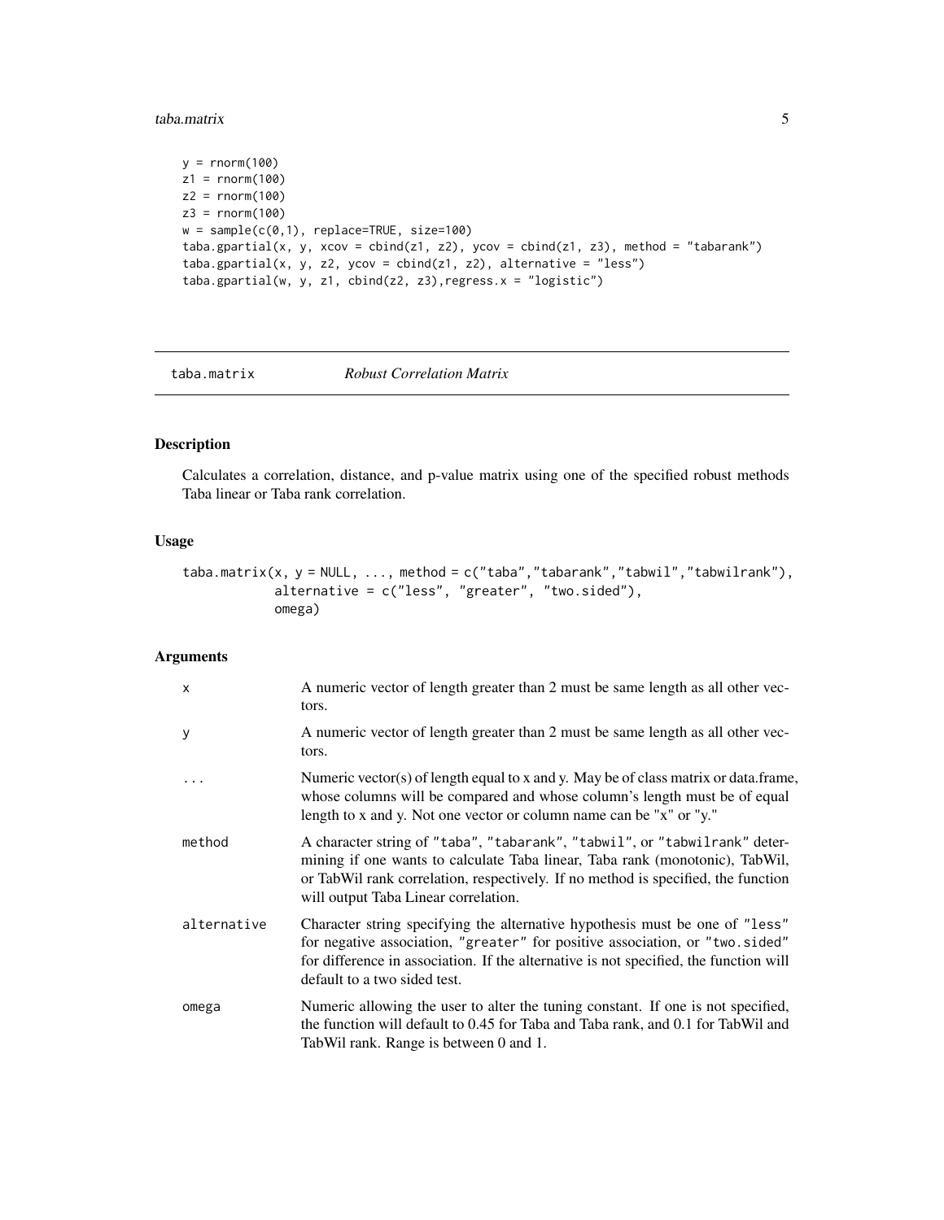```
y = rnorm(100)
z1 = rnorm(100)
z2 = rnorm(100)
z3 = rnorm(100)
w = sample(c(0,1), replace=TRUE, size=100)
taba.gpartial(x, y, xcov = cbind(z1, z2), ycov = cbind(z1, z3), method = "tabarank")
taba.gpartial(x, y, z2, ycov = cbind(z1, z2), alternative = "less")
taba.gpartial(w, y, z1, cbind(z2, z3),regress.x = "logistic")
```

## taba.matrix *Robust Correlation Matrix*

### Description

Calculates a correlation, distance, and p-value matrix using one of the specified robust methods Taba linear or Taba rank correlation.

### Usage

```
taba.matrix(x, y = NULL, ..., method = c("taba","tabarank","tabwil","tabwilrank"),
            alternative = c("less", "greater", "two.sided"),
            omega)
```

### Arguments

| | |
|---|---|
| x | A numeric vector of length greater than 2 must be same length as all other vectors. |
| y | A numeric vector of length greater than 2 must be same length as all other vectors. |
| ... | Numeric vector(s) of length equal to x and y. May be of class matrix or data.frame, whose columns will be compared and whose column's length must be of equal length to x and y. Not one vector or column name can be "x" or "y." |
| method | A character string of "taba", "tabarank", "tabwil", or "tabwilrank" determining if one wants to calculate Taba linear, Taba rank (monotonic), TabWil, or TabWil rank correlation, respectively. If no method is specified, the function will output Taba Linear correlation. |
| alternative | Character string specifying the alternative hypothesis must be one of "less" for negative association, "greater" for positive association, or "two.sided" for difference in association. If the alternative is not specified, the function will default to a two sided test. |
| omega | Numeric allowing the user to alter the tuning constant. If one is not specified, the function will default to 0.45 for Taba and Taba rank, and 0.1 for TabWil and TabWil rank. Range is between 0 and 1. |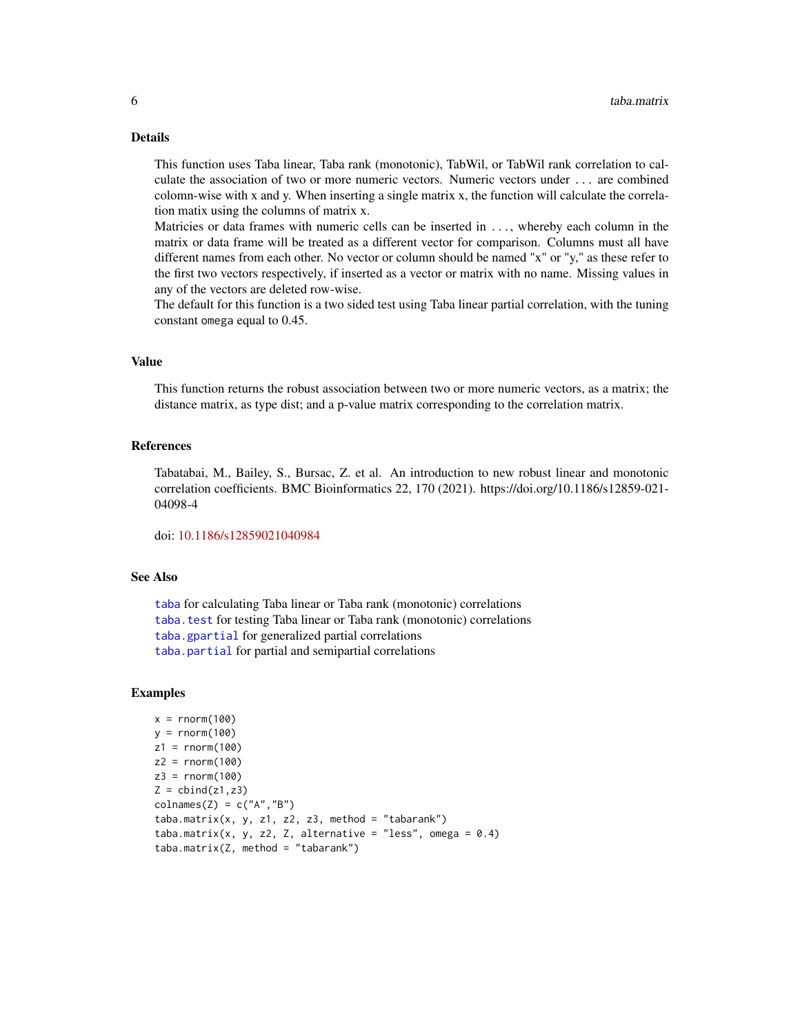## Details

This function uses Taba linear, Taba rank (monotonic), TabWil, or TabWil rank correlation to calculate the association of two or more numeric vectors. Numeric vectors under ... are combined colomn-wise with x and y. When inserting a single matrix x, the function will calculate the correlation matix using the columns of matrix x.

Matricies or data frames with numeric cells can be inserted in ..., whereby each column in the matrix or data frame will be treated as a different vector for comparison. Columns must all have different names from each other. No vector or column should be named "x" or "y," as these refer to the first two vectors respectively, if inserted as a vector or matrix with no name. Missing values in any of the vectors are deleted row-wise.

The default for this function is a two sided test using Taba linear partial correlation, with the tuning constant `omega` equal to 0.45.

## Value

This function returns the robust association between two or more numeric vectors, as a matrix; the distance matrix, as type dist; and a p-value matrix corresponding to the correlation matrix.

## References

Tabatabai, M., Bailey, S., Bursac, Z. et al. An introduction to new robust linear and monotonic correlation coefficients. BMC Bioinformatics 22, 170 (2021). https://doi.org/10.1186/s12859-021-04098-4

doi: 10.1186/s12859021040984

## See Also

`taba` for calculating Taba linear or Taba rank (monotonic) correlations
`taba.test` for testing Taba linear or Taba rank (monotonic) correlations
`taba.gpartial` for generalized partial correlations
`taba.partial` for partial and semipartial correlations

## Examples

```
x = rnorm(100)
y = rnorm(100)
z1 = rnorm(100)
z2 = rnorm(100)
z3 = rnorm(100)
Z = cbind(z1,z3)
colnames(Z) = c("A","B")
taba.matrix(x, y, z1, z2, z3, method = "tabarank")
taba.matrix(x, y, z2, Z, alternative = "less", omega = 0.4)
taba.matrix(Z, method = "tabarank")
```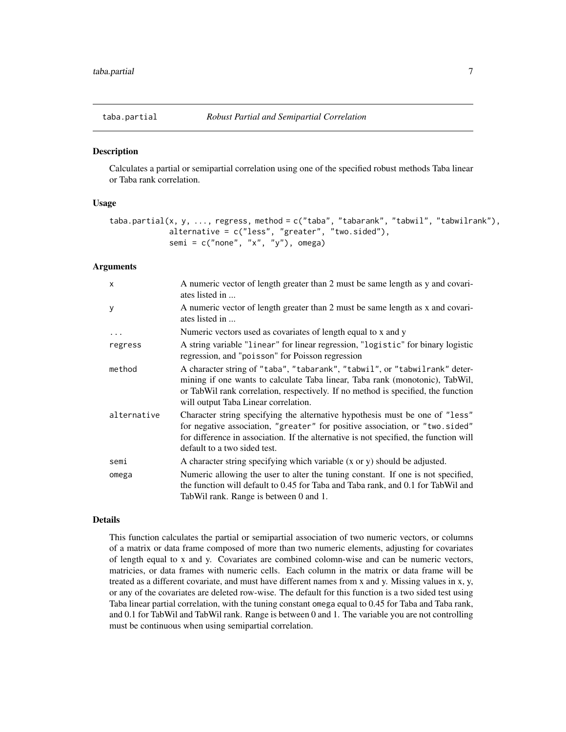## taba.partial    *Robust Partial and Semipartial Correlation*

### Description

Calculates a partial or semipartial correlation using one of the specified robust methods Taba linear or Taba rank correlation.

### Usage

```
taba.partial(x, y, ..., regress, method = c("taba", "tabarank", "tabwil", "tabwilrank"),
             alternative = c("less", "greater", "two.sided"),
             semi = c("none", "x", "y"), omega)
```

### Arguments

| | |
|---|---|
| x | A numeric vector of length greater than 2 must be same length as y and covariates listed in ... |
| y | A numeric vector of length greater than 2 must be same length as x and covariates listed in ... |
| ... | Numeric vectors used as covariates of length equal to x and y |
| regress | A string variable "linear" for linear regression, "logistic" for binary logistic regression, and "poisson" for Poisson regression |
| method | A character string of "taba", "tabarank", "tabwil", or "tabwilrank" determining if one wants to calculate Taba linear, Taba rank (monotonic), TabWil, or TabWil rank correlation, respectively. If no method is specified, the function will output Taba Linear correlation. |
| alternative | Character string specifying the alternative hypothesis must be one of "less" for negative association, "greater" for positive association, or "two.sided" for difference in association. If the alternative is not specified, the function will default to a two sided test. |
| semi | A character string specifying which variable (x or y) should be adjusted. |
| omega | Numeric allowing the user to alter the tuning constant. If one is not specified, the function will default to 0.45 for Taba and Taba rank, and 0.1 for TabWil and TabWil rank. Range is between 0 and 1. |

### Details

This function calculates the partial or semipartial association of two numeric vectors, or columns of a matrix or data frame composed of more than two numeric elements, adjusting for covariates of length equal to x and y. Covariates are combined colomn-wise and can be numeric vectors, matricies, or data frames with numeric cells. Each column in the matrix or data frame will be treated as a different covariate, and must have different names from x and y. Missing values in x, y, or any of the covariates are deleted row-wise. The default for this function is a two sided test using Taba linear partial correlation, with the tuning constant omega equal to 0.45 for Taba and Taba rank, and 0.1 for TabWil and TabWil rank. Range is between 0 and 1. The variable you are not controlling must be continuous when using semipartial correlation.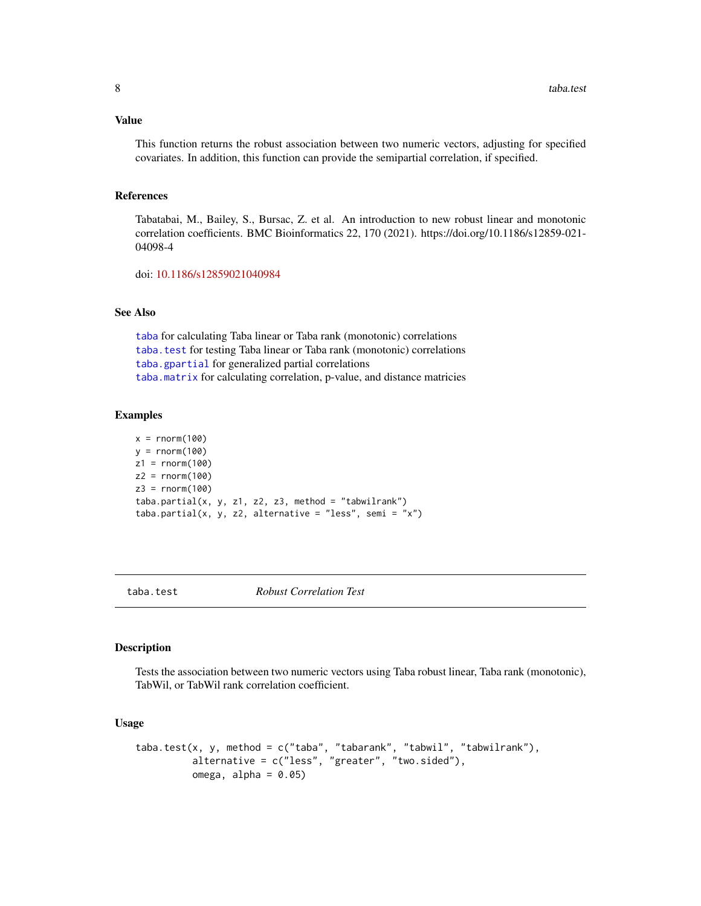### Value

This function returns the robust association between two numeric vectors, adjusting for specified covariates. In addition, this function can provide the semipartial correlation, if specified.

### References

Tabatabai, M., Bailey, S., Bursac, Z. et al. An introduction to new robust linear and monotonic correlation coefficients. BMC Bioinformatics 22, 170 (2021). https://doi.org/10.1186/s12859-021-04098-4

doi: 10.1186/s12859021040984

### See Also

taba for calculating Taba linear or Taba rank (monotonic) correlations
taba.test for testing Taba linear or Taba rank (monotonic) correlations
taba.gpartial for generalized partial correlations
taba.matrix for calculating correlation, p-value, and distance matricies

### Examples

```
x = rnorm(100)
y = rnorm(100)
z1 = rnorm(100)
z2 = rnorm(100)
z3 = rnorm(100)
taba.partial(x, y, z1, z2, z3, method = "tabwilrank")
taba.partial(x, y, z2, alternative = "less", semi = "x")
```

---

## taba.test — *Robust Correlation Test*

### Description

Tests the association between two numeric vectors using Taba robust linear, Taba rank (monotonic), TabWil, or TabWil rank correlation coefficient.

### Usage

```
taba.test(x, y, method = c("taba", "tabarank", "tabwil", "tabwilrank"),
          alternative = c("less", "greater", "two.sided"),
          omega, alpha = 0.05)
```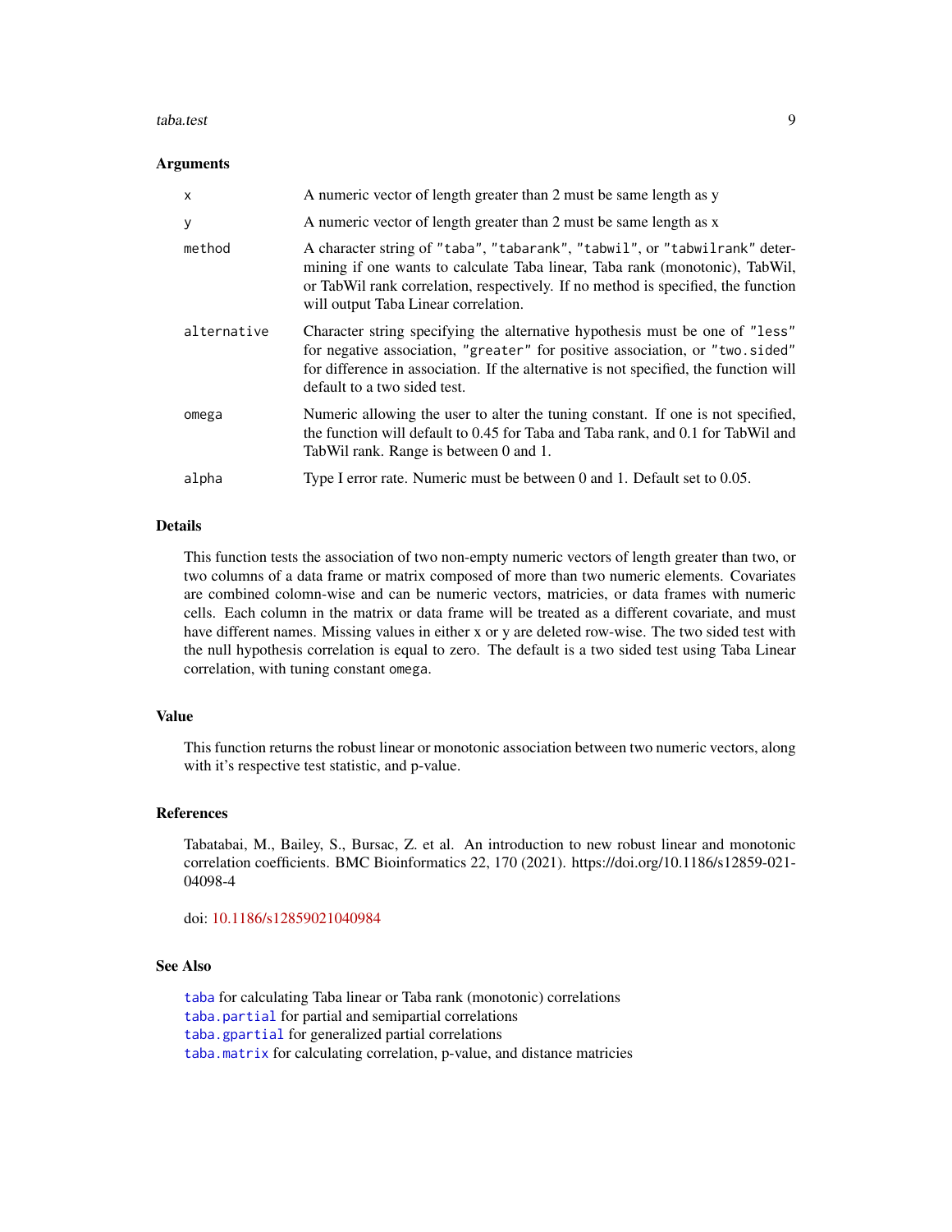### Arguments

| | |
|---|---|
| `x` | A numeric vector of length greater than 2 must be same length as y |
| `y` | A numeric vector of length greater than 2 must be same length as x |
| `method` | A character string of `"taba"`, `"tabarank"`, `"tabwil"`, or `"tabwilrank"` determining if one wants to calculate Taba linear, Taba rank (monotonic), TabWil, or TabWil rank correlation, respectively. If no method is specified, the function will output Taba Linear correlation. |
| `alternative` | Character string specifying the alternative hypothesis must be one of `"less"` for negative association, `"greater"` for positive association, or `"two.sided"` for difference in association. If the alternative is not specified, the function will default to a two sided test. |
| `omega` | Numeric allowing the user to alter the tuning constant. If one is not specified, the function will default to 0.45 for Taba and Taba rank, and 0.1 for TabWil and TabWil rank. Range is between 0 and 1. |
| `alpha` | Type I error rate. Numeric must be between 0 and 1. Default set to 0.05. |

### Details

This function tests the association of two non-empty numeric vectors of length greater than two, or two columns of a data frame or matrix composed of more than two numeric elements. Covariates are combined colomn-wise and can be numeric vectors, matricies, or data frames with numeric cells. Each column in the matrix or data frame will be treated as a different covariate, and must have different names. Missing values in either x or y are deleted row-wise. The two sided test with the null hypothesis correlation is equal to zero. The default is a two sided test using Taba Linear correlation, with tuning constant `omega`.

### Value

This function returns the robust linear or monotonic association between two numeric vectors, along with it's respective test statistic, and p-value.

### References

Tabatabai, M., Bailey, S., Bursac, Z. et al. An introduction to new robust linear and monotonic correlation coefficients. BMC Bioinformatics 22, 170 (2021). https://doi.org/10.1186/s12859-021-04098-4

doi: 10.1186/s12859021040984

### See Also

`taba` for calculating Taba linear or Taba rank (monotonic) correlations
`taba.partial` for partial and semipartial correlations
`taba.gpartial` for generalized partial correlations
`taba.matrix` for calculating correlation, p-value, and distance matricies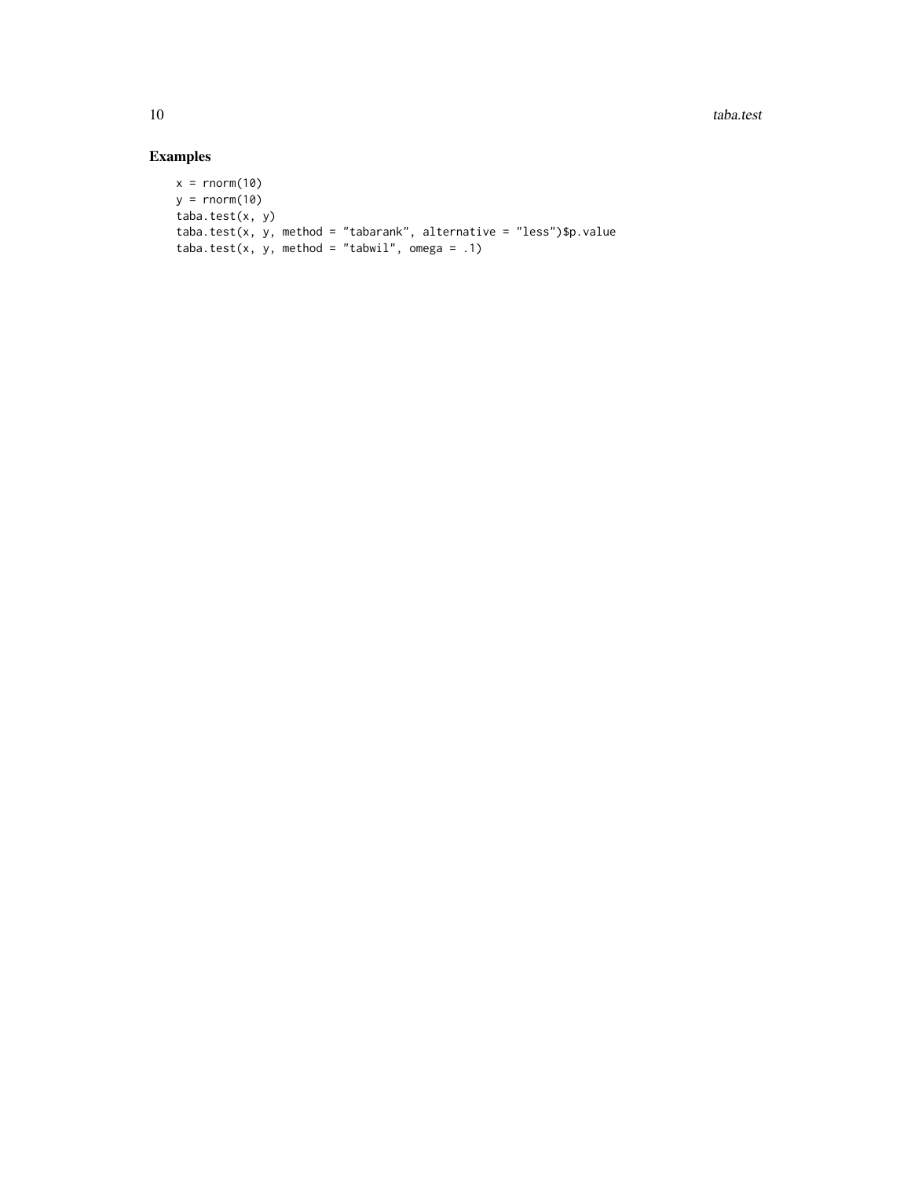## Examples

```
x = rnorm(10)
y = rnorm(10)
taba.test(x, y)
taba.test(x, y, method = "tabarank", alternative = "less")$p.value
taba.test(x, y, method = "tabwil", omega = .1)
```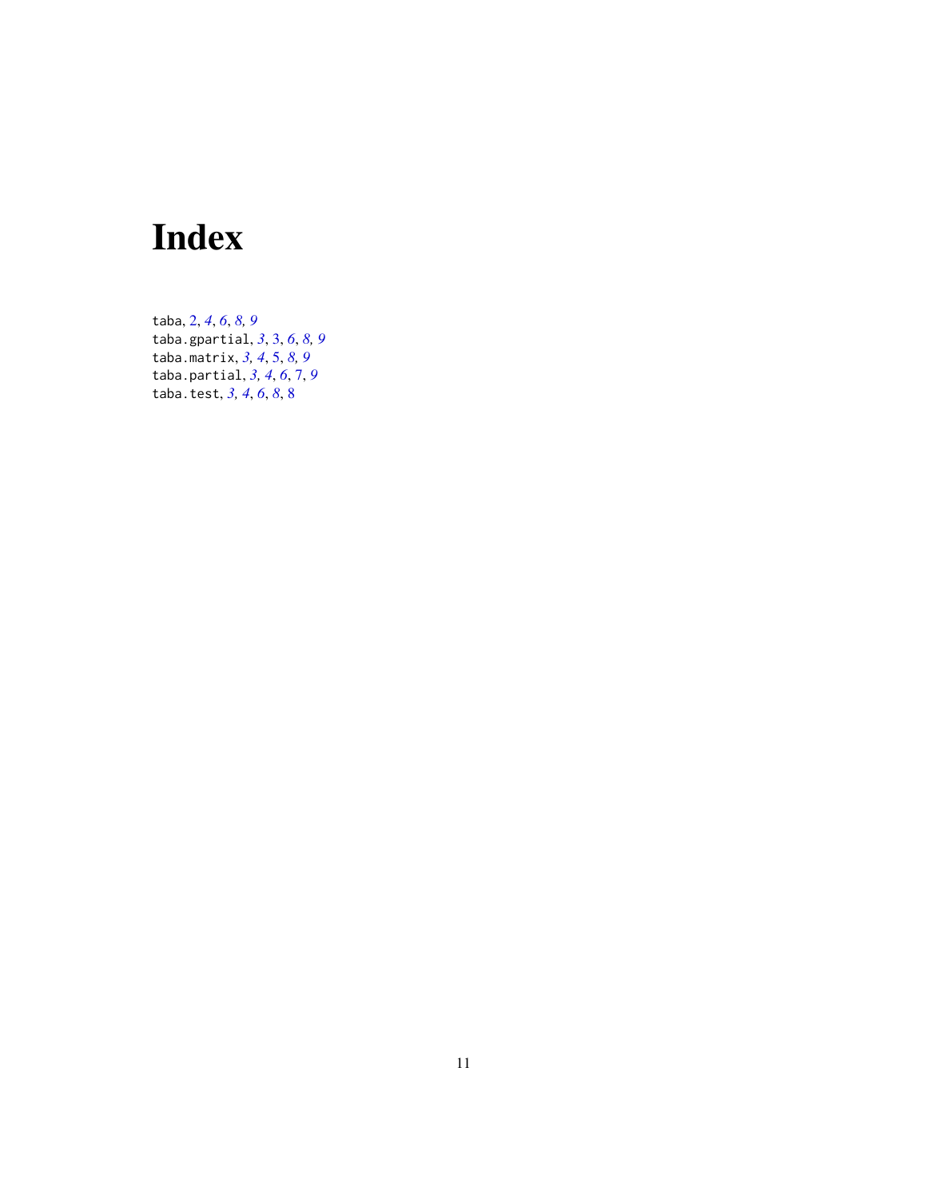# Index

taba, 2, *4*, *6*, *8, 9*
taba.gpartial, *3*, 3, *6*, *8, 9*
taba.matrix, *3, 4*, 5, *8, 9*
taba.partial, *3, 4*, *6*, 7, *9*
taba.test, *3, 4*, *6*, *8*, 8